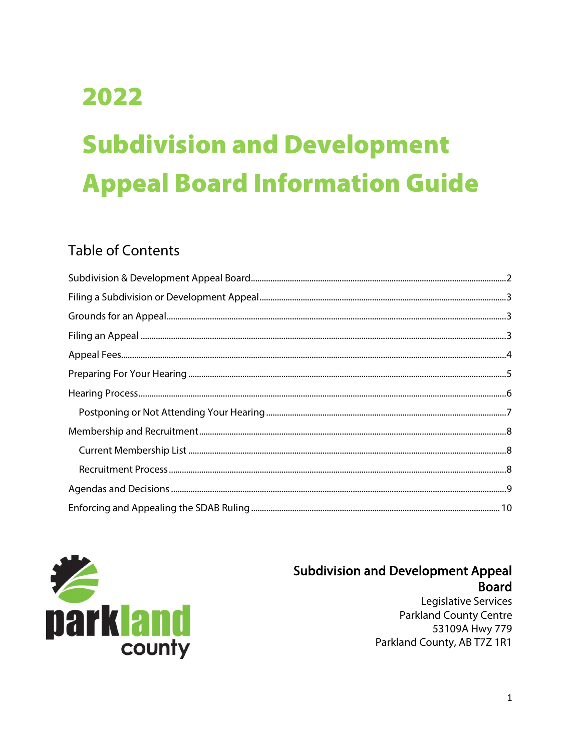# 2022

# Subdivision and Development Appeal Board Information Guide

## Table of Contents

Subdivision & Development Appeal Board ........ 2

Filing a Subdivision or Development Appeal ........ 3

Grounds for an Appeal ........ 3

Filing an Appeal ........ 3

Appeal Fees ........ 4

Preparing For Your Hearing ........ 5

Hearing Process ........ 6

- Postponing or Not Attending Your Hearing ........ 7

Membership and Recruitment ........ 8

- Current Membership List ........ 8
- Recruitment Process ........ 8

Agendas and Decisions ........ 9

Enforcing and Appealing the SDAB Ruling ........ 10

parkland county

**Subdivision and Development Appeal Board**
Legislative Services
Parkland County Centre
53109A Hwy 779
Parkland County, AB T7Z 1R1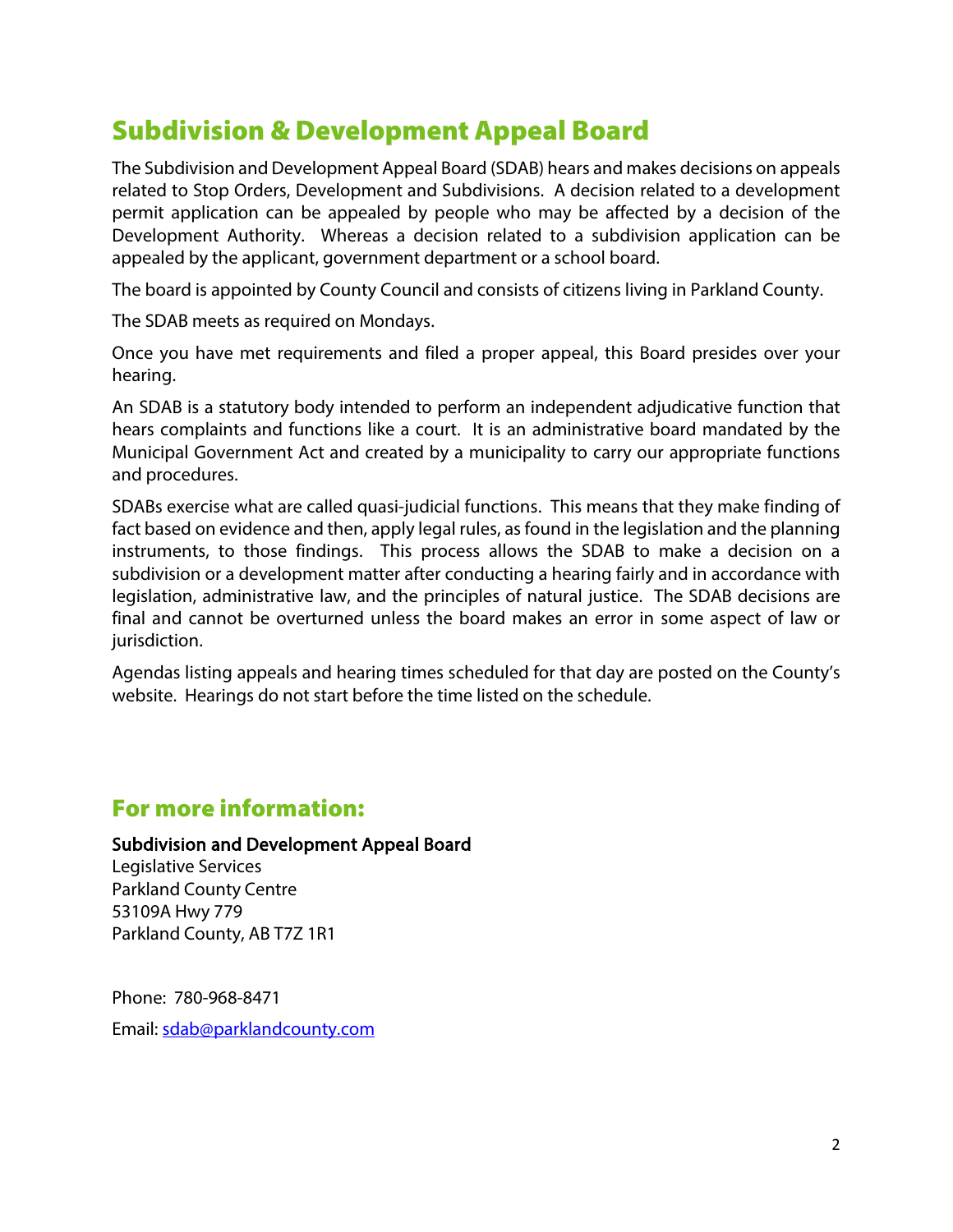## Subdivision & Development Appeal Board

The Subdivision and Development Appeal Board (SDAB) hears and makes decisions on appeals related to Stop Orders, Development and Subdivisions. A decision related to a development permit application can be appealed by people who may be affected by a decision of the Development Authority. Whereas a decision related to a subdivision application can be appealed by the applicant, government department or a school board.

The board is appointed by County Council and consists of citizens living in Parkland County.

The SDAB meets as required on Mondays.

Once you have met requirements and filed a proper appeal, this Board presides over your hearing.

An SDAB is a statutory body intended to perform an independent adjudicative function that hears complaints and functions like a court. It is an administrative board mandated by the Municipal Government Act and created by a municipality to carry our appropriate functions and procedures.

SDABs exercise what are called quasi-judicial functions. This means that they make finding of fact based on evidence and then, apply legal rules, as found in the legislation and the planning instruments, to those findings. This process allows the SDAB to make a decision on a subdivision or a development matter after conducting a hearing fairly and in accordance with legislation, administrative law, and the principles of natural justice. The SDAB decisions are final and cannot be overturned unless the board makes an error in some aspect of law or jurisdiction.

Agendas listing appeals and hearing times scheduled for that day are posted on the County's website. Hearings do not start before the time listed on the schedule.

## For more information:

**Subdivision and Development Appeal Board**
Legislative Services
Parkland County Centre
53109A Hwy 779
Parkland County, AB T7Z 1R1

Phone: 780-968-8471

Email: sdab@parklandcounty.com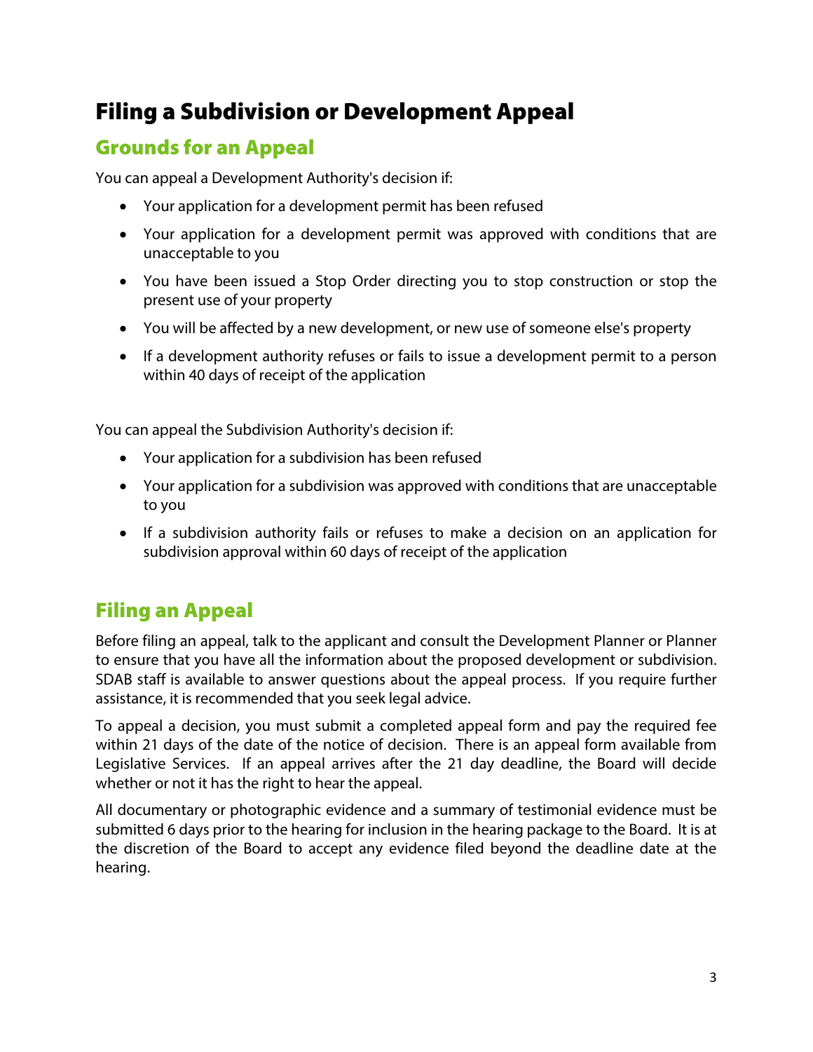# Filing a Subdivision or Development Appeal

## Grounds for an Appeal

You can appeal a Development Authority's decision if:

- Your application for a development permit has been refused
- Your application for a development permit was approved with conditions that are unacceptable to you
- You have been issued a Stop Order directing you to stop construction or stop the present use of your property
- You will be affected by a new development, or new use of someone else's property
- If a development authority refuses or fails to issue a development permit to a person within 40 days of receipt of the application

You can appeal the Subdivision Authority's decision if:

- Your application for a subdivision has been refused
- Your application for a subdivision was approved with conditions that are unacceptable to you
- If a subdivision authority fails or refuses to make a decision on an application for subdivision approval within 60 days of receipt of the application

## Filing an Appeal

Before filing an appeal, talk to the applicant and consult the Development Planner or Planner to ensure that you have all the information about the proposed development or subdivision. SDAB staff is available to answer questions about the appeal process. If you require further assistance, it is recommended that you seek legal advice.

To appeal a decision, you must submit a completed appeal form and pay the required fee within 21 days of the date of the notice of decision. There is an appeal form available from Legislative Services. If an appeal arrives after the 21 day deadline, the Board will decide whether or not it has the right to hear the appeal.

All documentary or photographic evidence and a summary of testimonial evidence must be submitted 6 days prior to the hearing for inclusion in the hearing package to the Board. It is at the discretion of the Board to accept any evidence filed beyond the deadline date at the hearing.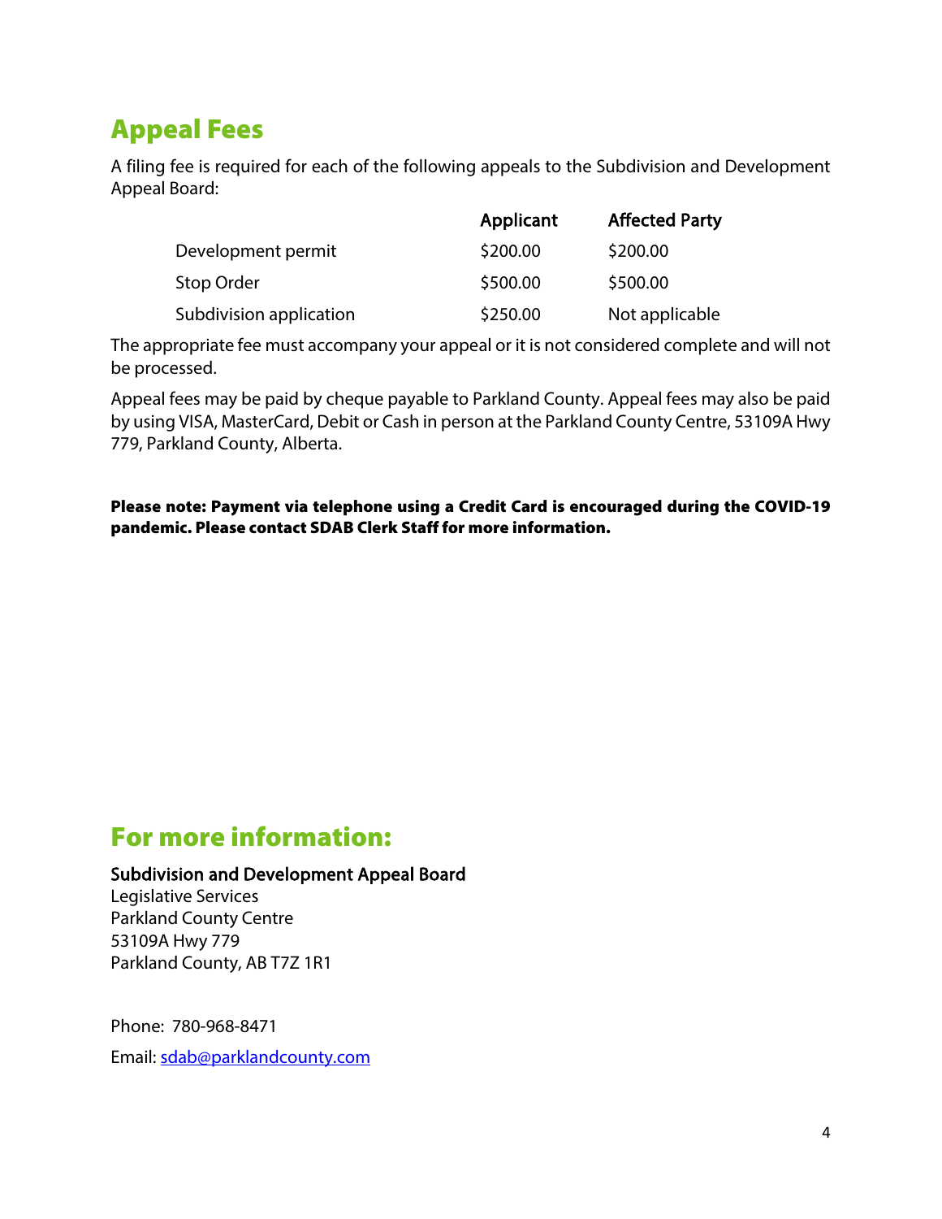## Appeal Fees

A filing fee is required for each of the following appeals to the Subdivision and Development Appeal Board:

| | Applicant | Affected Party |
|---|---|---|
| Development permit | $200.00 | $200.00 |
| Stop Order | $500.00 | $500.00 |
| Subdivision application | $250.00 | Not applicable |

The appropriate fee must accompany your appeal or it is not considered complete and will not be processed.

Appeal fees may be paid by cheque payable to Parkland County. Appeal fees may also be paid by using VISA, MasterCard, Debit or Cash in person at the Parkland County Centre, 53109A Hwy 779, Parkland County, Alberta.

**Please note: Payment via telephone using a Credit Card is encouraged during the COVID-19 pandemic. Please contact SDAB Clerk Staff for more information.**

## For more information:

Subdivision and Development Appeal Board
Legislative Services
Parkland County Centre
53109A Hwy 779
Parkland County, AB T7Z 1R1

Phone: 780-968-8471

Email: sdab@parklandcounty.com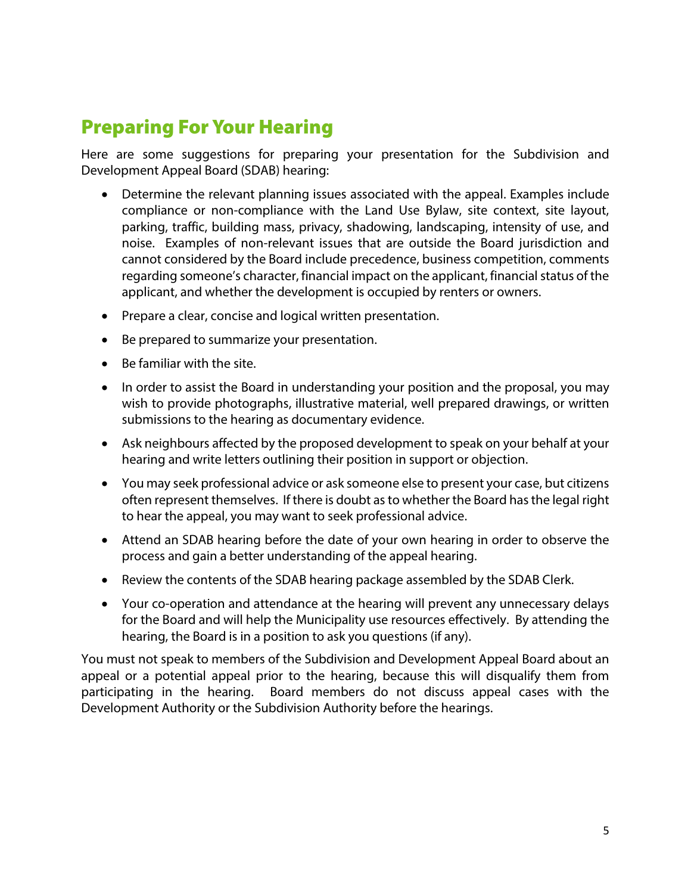# Preparing For Your Hearing

Here are some suggestions for preparing your presentation for the Subdivision and Development Appeal Board (SDAB) hearing:

- Determine the relevant planning issues associated with the appeal. Examples include compliance or non-compliance with the Land Use Bylaw, site context, site layout, parking, traffic, building mass, privacy, shadowing, landscaping, intensity of use, and noise. Examples of non-relevant issues that are outside the Board jurisdiction and cannot considered by the Board include precedence, business competition, comments regarding someone's character, financial impact on the applicant, financial status of the applicant, and whether the development is occupied by renters or owners.
- Prepare a clear, concise and logical written presentation.
- Be prepared to summarize your presentation.
- Be familiar with the site.
- In order to assist the Board in understanding your position and the proposal, you may wish to provide photographs, illustrative material, well prepared drawings, or written submissions to the hearing as documentary evidence.
- Ask neighbours affected by the proposed development to speak on your behalf at your hearing and write letters outlining their position in support or objection.
- You may seek professional advice or ask someone else to present your case, but citizens often represent themselves. If there is doubt as to whether the Board has the legal right to hear the appeal, you may want to seek professional advice.
- Attend an SDAB hearing before the date of your own hearing in order to observe the process and gain a better understanding of the appeal hearing.
- Review the contents of the SDAB hearing package assembled by the SDAB Clerk.
- Your co-operation and attendance at the hearing will prevent any unnecessary delays for the Board and will help the Municipality use resources effectively. By attending the hearing, the Board is in a position to ask you questions (if any).

You must not speak to members of the Subdivision and Development Appeal Board about an appeal or a potential appeal prior to the hearing, because this will disqualify them from participating in the hearing. Board members do not discuss appeal cases with the Development Authority or the Subdivision Authority before the hearings.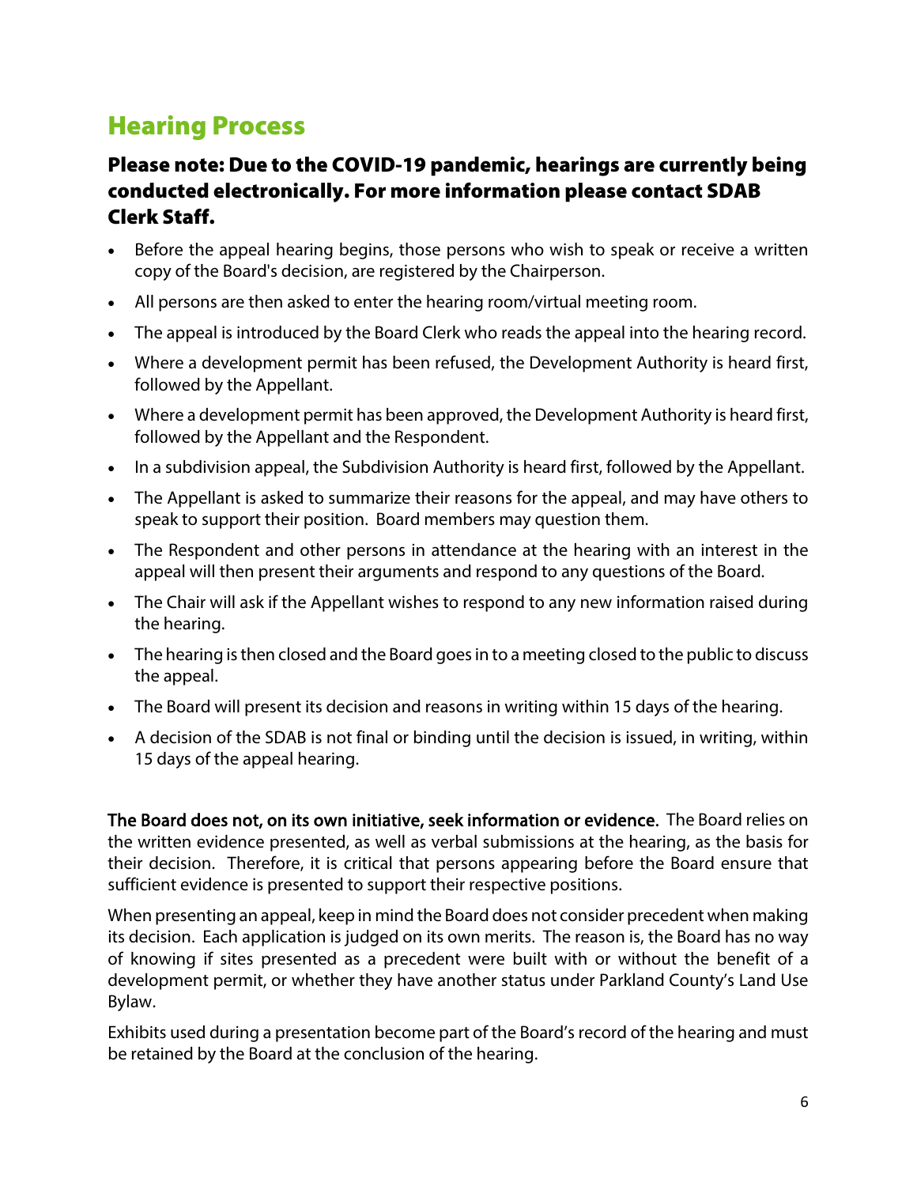## Hearing Process

### Please note: Due to the COVID-19 pandemic, hearings are currently being conducted electronically. For more information please contact SDAB Clerk Staff.

- Before the appeal hearing begins, those persons who wish to speak or receive a written copy of the Board's decision, are registered by the Chairperson.
- All persons are then asked to enter the hearing room/virtual meeting room.
- The appeal is introduced by the Board Clerk who reads the appeal into the hearing record.
- Where a development permit has been refused, the Development Authority is heard first, followed by the Appellant.
- Where a development permit has been approved, the Development Authority is heard first, followed by the Appellant and the Respondent.
- In a subdivision appeal, the Subdivision Authority is heard first, followed by the Appellant.
- The Appellant is asked to summarize their reasons for the appeal, and may have others to speak to support their position. Board members may question them.
- The Respondent and other persons in attendance at the hearing with an interest in the appeal will then present their arguments and respond to any questions of the Board.
- The Chair will ask if the Appellant wishes to respond to any new information raised during the hearing.
- The hearing is then closed and the Board goes in to a meeting closed to the public to discuss the appeal.
- The Board will present its decision and reasons in writing within 15 days of the hearing.
- A decision of the SDAB is not final or binding until the decision is issued, in writing, within 15 days of the appeal hearing.

**The Board does not, on its own initiative, seek information or evidence.** The Board relies on the written evidence presented, as well as verbal submissions at the hearing, as the basis for their decision. Therefore, it is critical that persons appearing before the Board ensure that sufficient evidence is presented to support their respective positions.

When presenting an appeal, keep in mind the Board does not consider precedent when making its decision. Each application is judged on its own merits. The reason is, the Board has no way of knowing if sites presented as a precedent were built with or without the benefit of a development permit, or whether they have another status under Parkland County's Land Use Bylaw.

Exhibits used during a presentation become part of the Board's record of the hearing and must be retained by the Board at the conclusion of the hearing.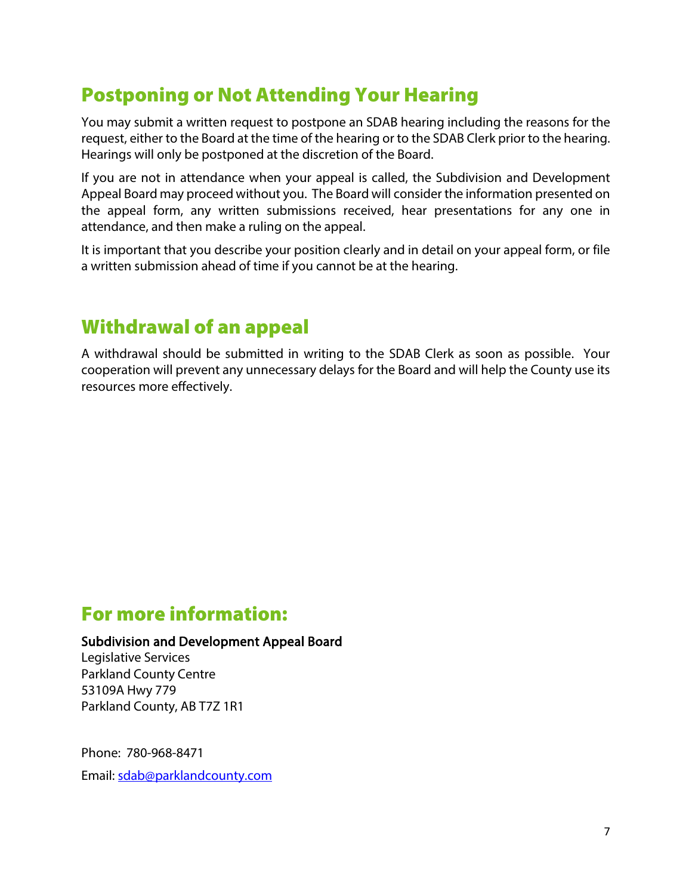## Postponing or Not Attending Your Hearing

You may submit a written request to postpone an SDAB hearing including the reasons for the request, either to the Board at the time of the hearing or to the SDAB Clerk prior to the hearing. Hearings will only be postponed at the discretion of the Board.

If you are not in attendance when your appeal is called, the Subdivision and Development Appeal Board may proceed without you. The Board will consider the information presented on the appeal form, any written submissions received, hear presentations for any one in attendance, and then make a ruling on the appeal.

It is important that you describe your position clearly and in detail on your appeal form, or file a written submission ahead of time if you cannot be at the hearing.

## Withdrawal of an appeal

A withdrawal should be submitted in writing to the SDAB Clerk as soon as possible. Your cooperation will prevent any unnecessary delays for the Board and will help the County use its resources more effectively.

## For more information:

**Subdivision and Development Appeal Board**
Legislative Services
Parkland County Centre
53109A Hwy 779
Parkland County, AB T7Z 1R1

Phone: 780-968-8471

Email: sdab@parklandcounty.com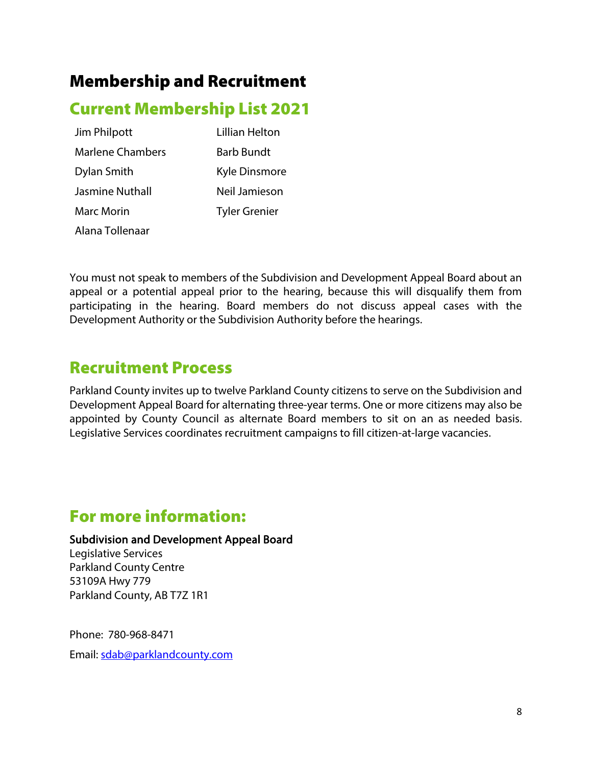# Membership and Recruitment

## Current Membership List 2021

- Jim Philpott
- Marlene Chambers
- Dylan Smith
- Jasmine Nuthall
- Marc Morin
- Alana Tollenaar
- Lillian Helton
- Barb Bundt
- Kyle Dinsmore
- Neil Jamieson
- Tyler Grenier

You must not speak to members of the Subdivision and Development Appeal Board about an appeal or a potential appeal prior to the hearing, because this will disqualify them from participating in the hearing. Board members do not discuss appeal cases with the Development Authority or the Subdivision Authority before the hearings.

## Recruitment Process

Parkland County invites up to twelve Parkland County citizens to serve on the Subdivision and Development Appeal Board for alternating three-year terms. One or more citizens may also be appointed by County Council as alternate Board members to sit on an as needed basis. Legislative Services coordinates recruitment campaigns to fill citizen-at-large vacancies.

## For more information:

**Subdivision and Development Appeal Board**
Legislative Services
Parkland County Centre
53109A Hwy 779
Parkland County, AB T7Z 1R1

Phone: 780-968-8471

Email: sdab@parklandcounty.com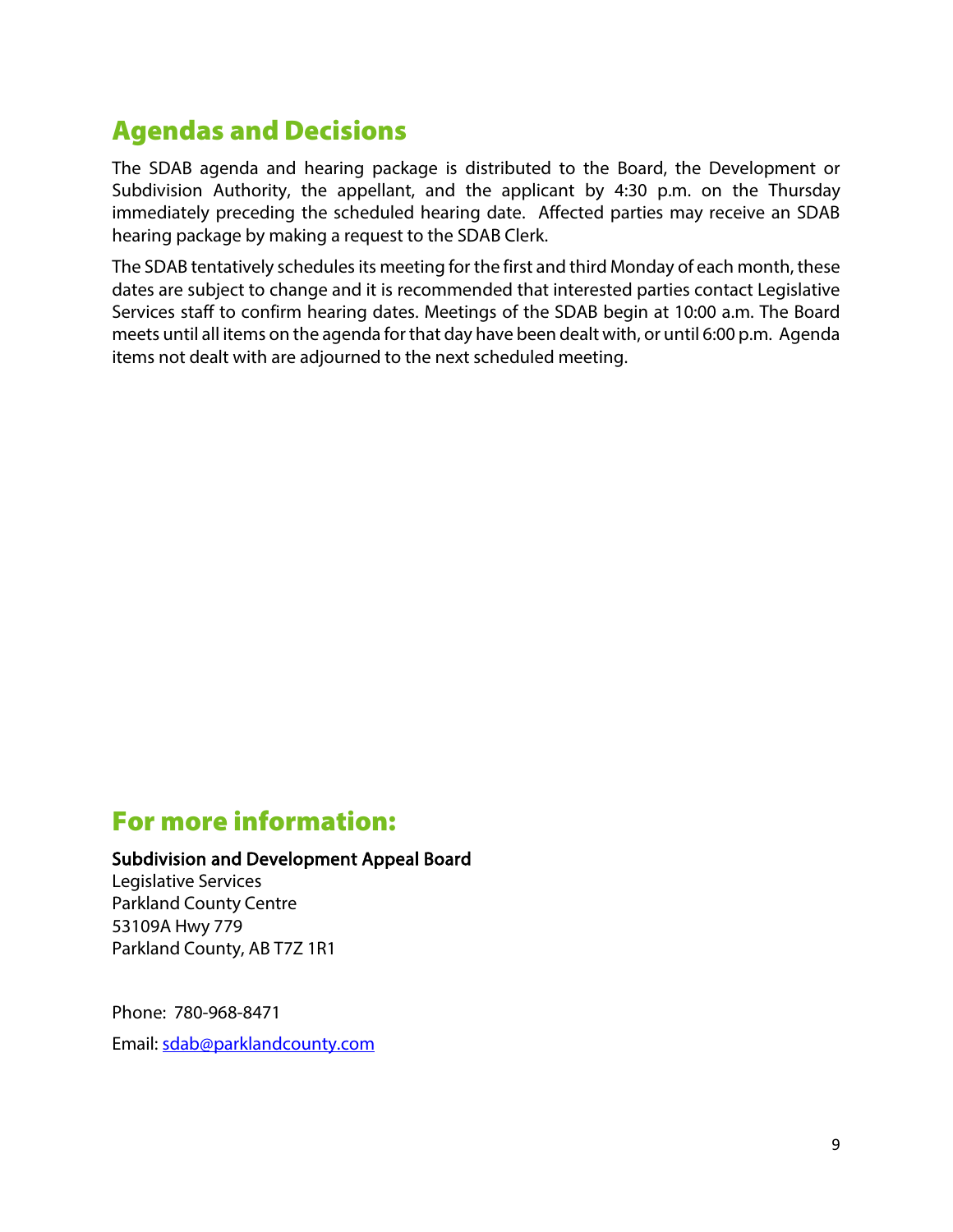## Agendas and Decisions

The SDAB agenda and hearing package is distributed to the Board, the Development or Subdivision Authority, the appellant, and the applicant by 4:30 p.m. on the Thursday immediately preceding the scheduled hearing date. Affected parties may receive an SDAB hearing package by making a request to the SDAB Clerk.

The SDAB tentatively schedules its meeting for the first and third Monday of each month, these dates are subject to change and it is recommended that interested parties contact Legislative Services staff to confirm hearing dates. Meetings of the SDAB begin at 10:00 a.m. The Board meets until all items on the agenda for that day have been dealt with, or until 6:00 p.m. Agenda items not dealt with are adjourned to the next scheduled meeting.

## For more information:

**Subdivision and Development Appeal Board**
Legislative Services
Parkland County Centre
53109A Hwy 779
Parkland County, AB T7Z 1R1

Phone: 780-968-8471

Email: sdab@parklandcounty.com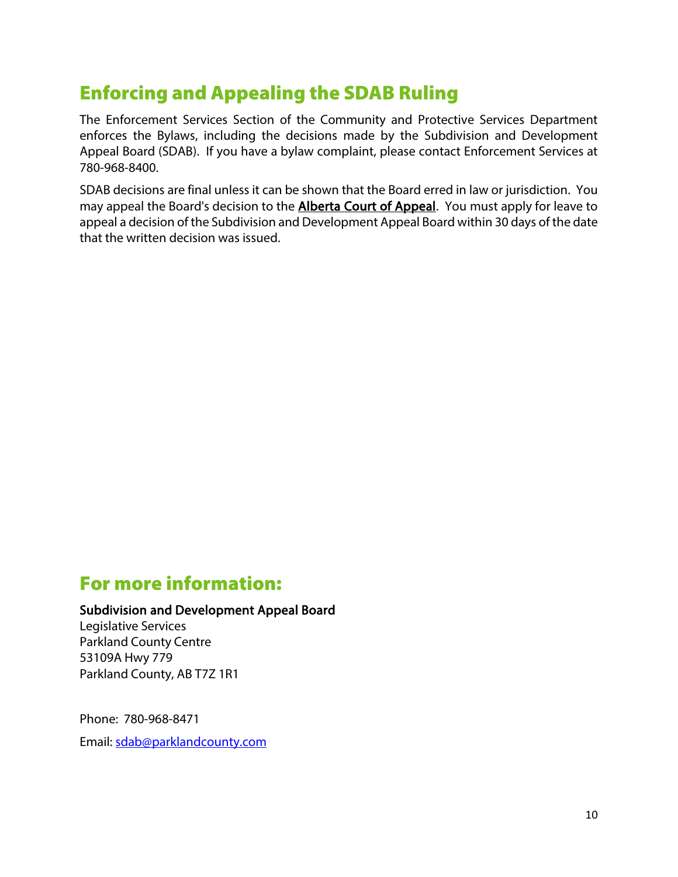## Enforcing and Appealing the SDAB Ruling

The Enforcement Services Section of the Community and Protective Services Department enforces the Bylaws, including the decisions made by the Subdivision and Development Appeal Board (SDAB). If you have a bylaw complaint, please contact Enforcement Services at 780-968-8400.

SDAB decisions are final unless it can be shown that the Board erred in law or jurisdiction. You may appeal the Board's decision to the **Alberta Court of Appeal**. You must apply for leave to appeal a decision of the Subdivision and Development Appeal Board within 30 days of the date that the written decision was issued.

## For more information:

**Subdivision and Development Appeal Board**
Legislative Services
Parkland County Centre
53109A Hwy 779
Parkland County, AB T7Z 1R1

Phone: 780-968-8471

Email: sdab@parklandcounty.com